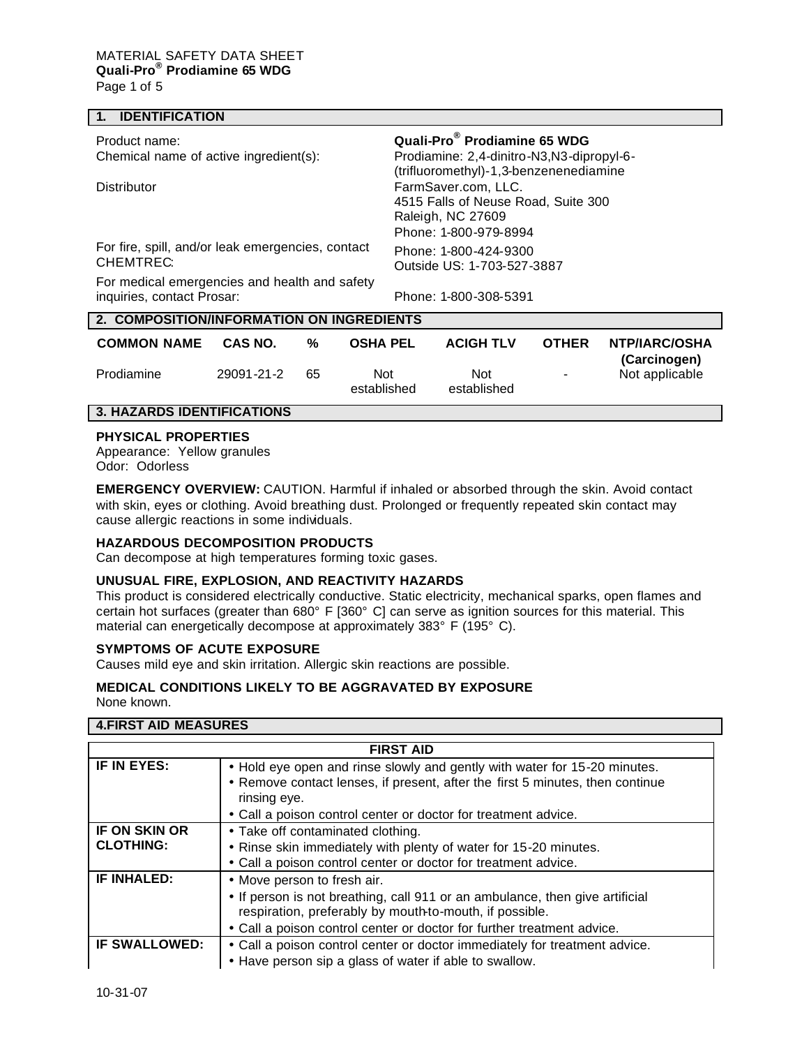MATERIAL SAFETY DATA SHEET
**Quali-Pro® Prodiamine 65 WDG**

## 1. IDENTIFICATION

| | |
|---|---|
| Product name: | **Quali-Pro® Prodiamine 65 WDG** |
| Chemical name of active ingredient(s): | Prodiamine: 2,4-dinitro-N3,N3-dipropyl-6-(trifluoromethyl)-1,3-benzenenediamine |
| Distributor | FarmSaver.com, LLC.<br>4515 Falls of Neuse Road, Suite 300<br>Raleigh, NC 27609<br>Phone: 1-800-979-8994 |
| For fire, spill, and/or leak emergencies, contact CHEMTREC: | Phone: 1-800-424-9300<br>Outside US: 1-703-527-3887 |
| For medical emergencies and health and safety inquiries, contact Prosar: | Phone: 1-800-308-5391 |

## 2. COMPOSITION/INFORMATION ON INGREDIENTS

| COMMON NAME | CAS NO. | % | OSHA PEL | ACIGH TLV | OTHER | NTP/IARC/OSHA (Carcinogen) |
|---|---|---|---|---|---|---|
| Prodiamine | 29091-21-2 | 65 | Not established | Not established | - | Not applicable |

## 3. HAZARDS IDENTIFICATIONS

**PHYSICAL PROPERTIES**
Appearance: Yellow granules
Odor: Odorless

**EMERGENCY OVERVIEW:** CAUTION. Harmful if inhaled or absorbed through the skin. Avoid contact with skin, eyes or clothing. Avoid breathing dust. Prolonged or frequently repeated skin contact may cause allergic reactions in some individuals.

**HAZARDOUS DECOMPOSITION PRODUCTS**
Can decompose at high temperatures forming toxic gases.

**UNUSUAL FIRE, EXPLOSION, AND REACTIVITY HAZARDS**
This product is considered electrically conductive. Static electricity, mechanical sparks, open flames and certain hot surfaces (greater than 680° F [360° C] can serve as ignition sources for this material. This material can energetically decompose at approximately 383° F (195° C).

**SYMPTOMS OF ACUTE EXPOSURE**
Causes mild eye and skin irritation. Allergic skin reactions are possible.

**MEDICAL CONDITIONS LIKELY TO BE AGGRAVATED BY EXPOSURE**
None known.

## 4.FIRST AID MEASURES

| FIRST AID | |
|---|---|
| **IF IN EYES:** | • Hold eye open and rinse slowly and gently with water for 15-20 minutes.<br>• Remove contact lenses, if present, after the first 5 minutes, then continue rinsing eye.<br>• Call a poison control center or doctor for treatment advice. |
| **IF ON SKIN OR CLOTHING:** | • Take off contaminated clothing.<br>• Rinse skin immediately with plenty of water for 15-20 minutes.<br>• Call a poison control center or doctor for treatment advice. |
| **IF INHALED:** | • Move person to fresh air.<br>• If person is not breathing, call 911 or an ambulance, then give artificial respiration, preferably by mouth-to-mouth, if possible.<br>• Call a poison control center or doctor for further treatment advice. |
| **IF SWALLOWED:** | • Call a poison control center or doctor immediately for treatment advice.<br>• Have person sip a glass of water if able to swallow. |

10-31-07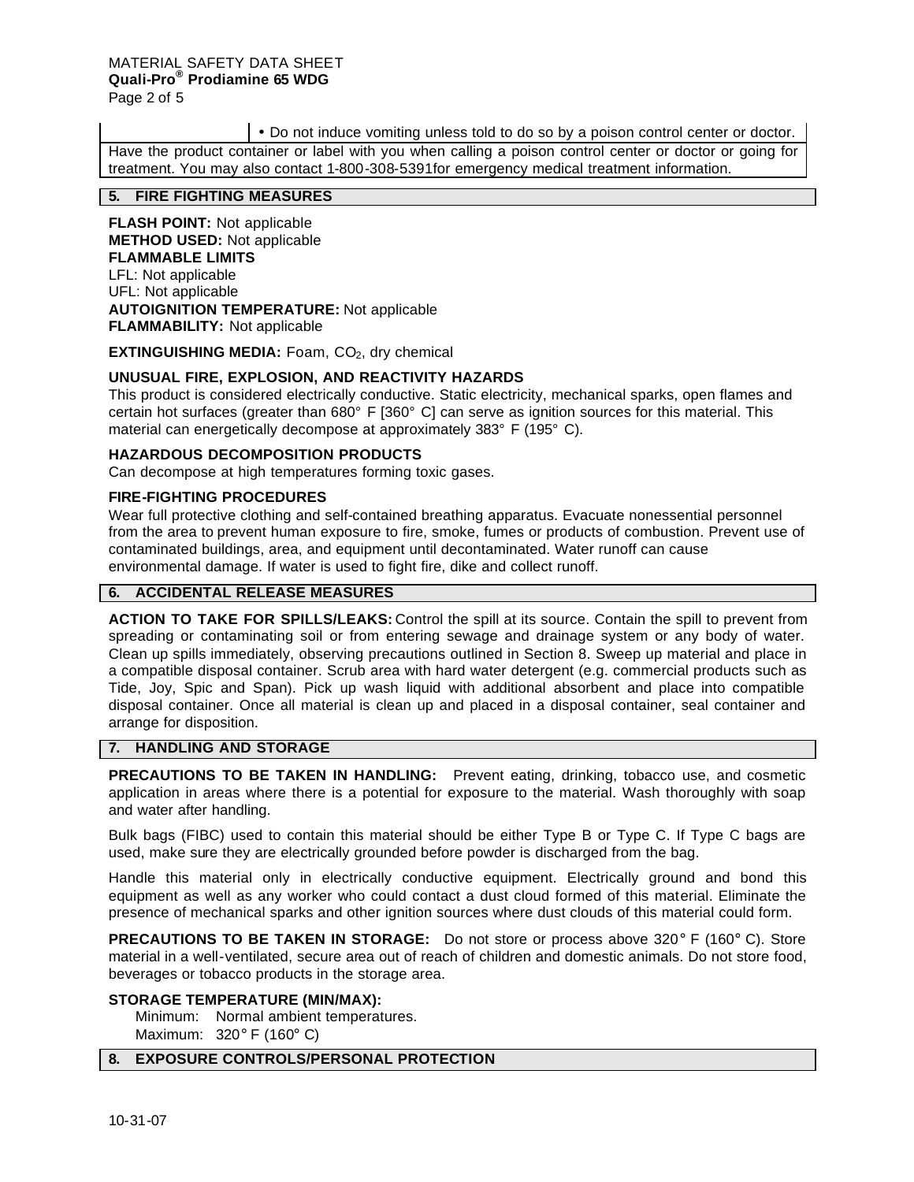• Do not induce vomiting unless told to do so by a poison control center or doctor.

Have the product container or label with you when calling a poison control center or doctor or going for treatment. You may also contact 1-800-308-5391for emergency medical treatment information.

## 5. FIRE FIGHTING MEASURES

**FLASH POINT:** Not applicable
**METHOD USED:** Not applicable
**FLAMMABLE LIMITS**
LFL: Not applicable
UFL: Not applicable
**AUTOIGNITION TEMPERATURE:** Not applicable
**FLAMMABILITY:** Not applicable

**EXTINGUISHING MEDIA:** Foam, $CO_2$, dry chemical

**UNUSUAL FIRE, EXPLOSION, AND REACTIVITY HAZARDS**
This product is considered electrically conductive. Static electricity, mechanical sparks, open flames and certain hot surfaces (greater than 680° F [360° C] can serve as ignition sources for this material. This material can energetically decompose at approximately 383° F (195° C).

**HAZARDOUS DECOMPOSITION PRODUCTS**
Can decompose at high temperatures forming toxic gases.

**FIRE-FIGHTING PROCEDURES**
Wear full protective clothing and self-contained breathing apparatus. Evacuate nonessential personnel from the area to prevent human exposure to fire, smoke, fumes or products of combustion. Prevent use of contaminated buildings, area, and equipment until decontaminated. Water runoff can cause environmental damage. If water is used to fight fire, dike and collect runoff.

## 6. ACCIDENTAL RELEASE MEASURES

**ACTION TO TAKE FOR SPILLS/LEAKS:** Control the spill at its source. Contain the spill to prevent from spreading or contaminating soil or from entering sewage and drainage system or any body of water. Clean up spills immediately, observing precautions outlined in Section 8. Sweep up material and place in a compatible disposal container. Scrub area with hard water detergent (e.g. commercial products such as Tide, Joy, Spic and Span). Pick up wash liquid with additional absorbent and place into compatible disposal container. Once all material is clean up and placed in a disposal container, seal container and arrange for disposition.

## 7. HANDLING AND STORAGE

**PRECAUTIONS TO BE TAKEN IN HANDLING:** Prevent eating, drinking, tobacco use, and cosmetic application in areas where there is a potential for exposure to the material. Wash thoroughly with soap and water after handling.

Bulk bags (FIBC) used to contain this material should be either Type B or Type C. If Type C bags are used, make sure they are electrically grounded before powder is discharged from the bag.

Handle this material only in electrically conductive equipment. Electrically ground and bond this equipment as well as any worker who could contact a dust cloud formed of this material. Eliminate the presence of mechanical sparks and other ignition sources where dust clouds of this material could form.

**PRECAUTIONS TO BE TAKEN IN STORAGE:** Do not store or process above 320° F (160° C). Store material in a well-ventilated, secure area out of reach of children and domestic animals. Do not store food, beverages or tobacco products in the storage area.

**STORAGE TEMPERATURE (MIN/MAX):**
Minimum: Normal ambient temperatures.
Maximum: 320° F (160° C)

## 8. EXPOSURE CONTROLS/PERSONAL PROTECTION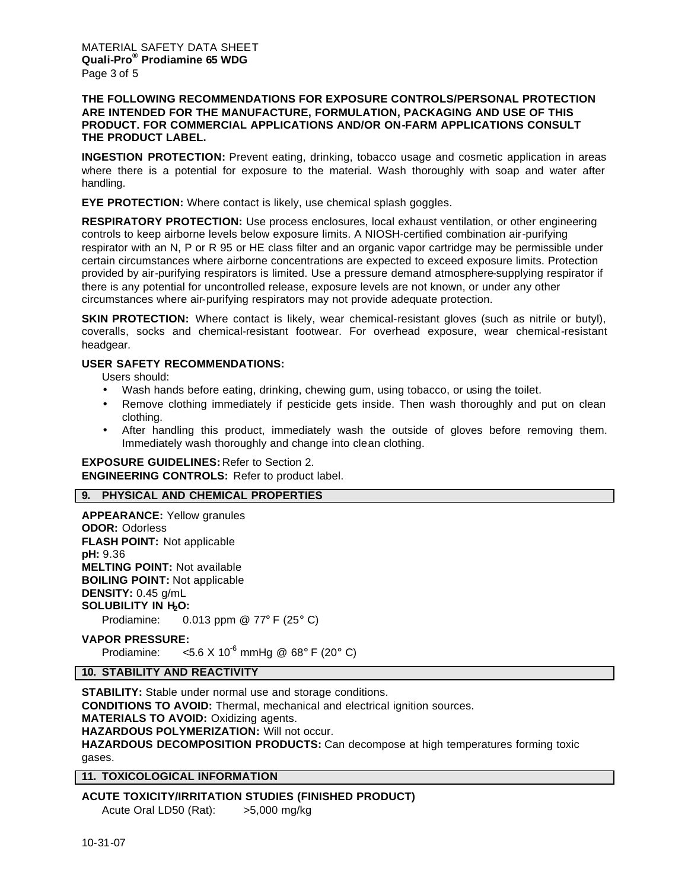**THE FOLLOWING RECOMMENDATIONS FOR EXPOSURE CONTROLS/PERSONAL PROTECTION ARE INTENDED FOR THE MANUFACTURE, FORMULATION, PACKAGING AND USE OF THIS PRODUCT. FOR COMMERCIAL APPLICATIONS AND/OR ON-FARM APPLICATIONS CONSULT THE PRODUCT LABEL.**

**INGESTION PROTECTION:** Prevent eating, drinking, tobacco usage and cosmetic application in areas where there is a potential for exposure to the material. Wash thoroughly with soap and water after handling.

**EYE PROTECTION:** Where contact is likely, use chemical splash goggles.

**RESPIRATORY PROTECTION:** Use process enclosures, local exhaust ventilation, or other engineering controls to keep airborne levels below exposure limits. A NIOSH-certified combination air-purifying respirator with an N, P or R 95 or HE class filter and an organic vapor cartridge may be permissible under certain circumstances where airborne concentrations are expected to exceed exposure limits. Protection provided by air-purifying respirators is limited. Use a pressure demand atmosphere-supplying respirator if there is any potential for uncontrolled release, exposure levels are not known, or under any other circumstances where air-purifying respirators may not provide adequate protection.

**SKIN PROTECTION:** Where contact is likely, wear chemical-resistant gloves (such as nitrile or butyl), coveralls, socks and chemical-resistant footwear. For overhead exposure, wear chemical-resistant headgear.

**USER SAFETY RECOMMENDATIONS:**

Users should:

- Wash hands before eating, drinking, chewing gum, using tobacco, or using the toilet.
- Remove clothing immediately if pesticide gets inside. Then wash thoroughly and put on clean clothing.
- After handling this product, immediately wash the outside of gloves before removing them. Immediately wash thoroughly and change into clean clothing.

**EXPOSURE GUIDELINES:** Refer to Section 2.
**ENGINEERING CONTROLS:** Refer to product label.

## 9. PHYSICAL AND CHEMICAL PROPERTIES

**APPEARANCE:** Yellow granules
**ODOR:** Odorless
**FLASH POINT:** Not applicable
**pH:** 9.36
**MELTING POINT:** Not available
**BOILING POINT:** Not applicable
**DENSITY:** 0.45 g/mL
**SOLUBILITY IN $H_2O$:**
Prodiamine: 0.013 ppm @ 77° F (25° C)

**VAPOR PRESSURE:**
Prodiamine: $<5.6 \times 10^{-6}$ mmHg @ 68° F (20° C)

## 10. STABILITY AND REACTIVITY

**STABILITY:** Stable under normal use and storage conditions.
**CONDITIONS TO AVOID:** Thermal, mechanical and electrical ignition sources.
**MATERIALS TO AVOID:** Oxidizing agents.
**HAZARDOUS POLYMERIZATION:** Will not occur.
**HAZARDOUS DECOMPOSITION PRODUCTS:** Can decompose at high temperatures forming toxic gases.

## 11. TOXICOLOGICAL INFORMATION

**ACUTE TOXICITY/IRRITATION STUDIES (FINISHED PRODUCT)**
Acute Oral LD50 (Rat): >5,000 mg/kg

10-31-07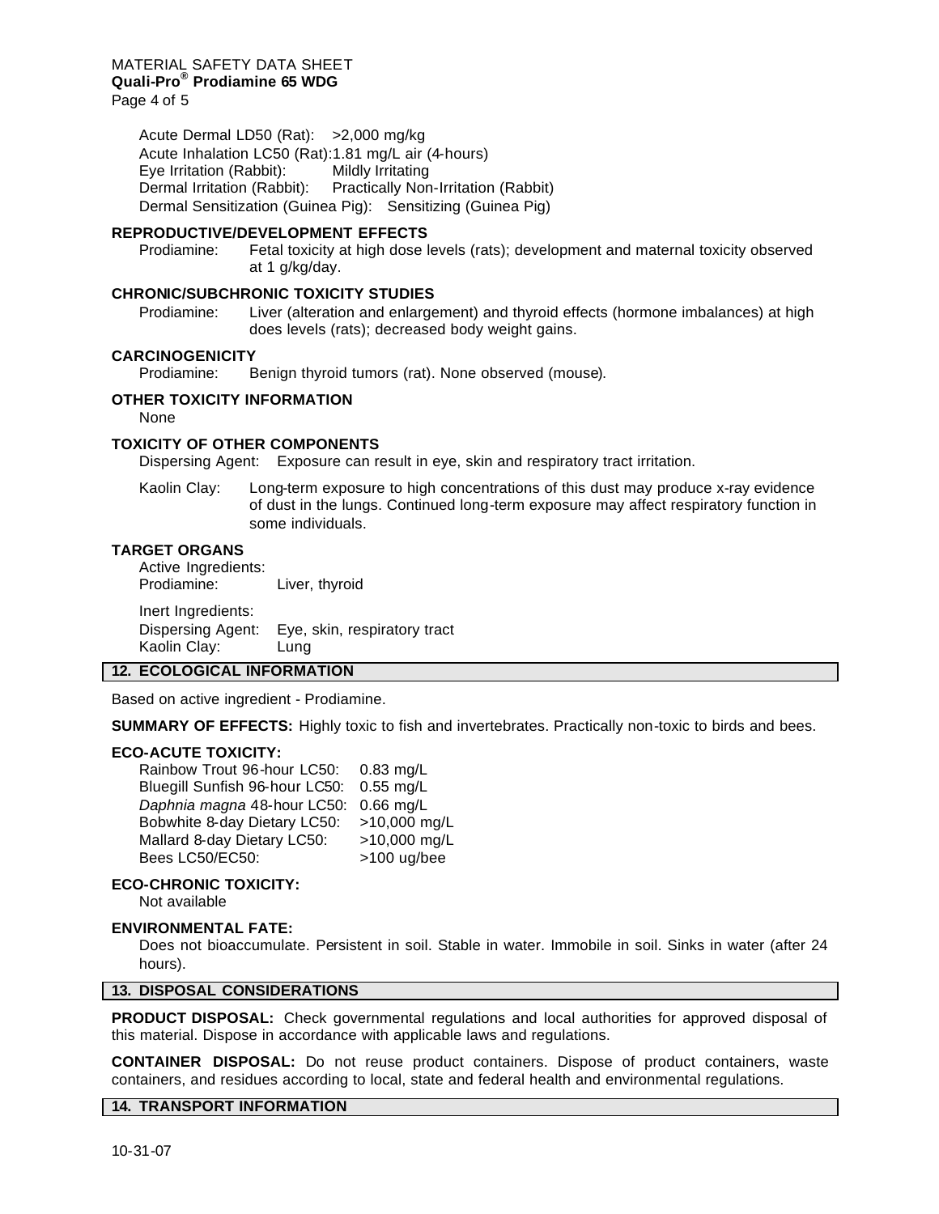Acute Dermal LD50 (Rat): >2,000 mg/kg
Acute Inhalation LC50 (Rat): 1.81 mg/L air (4-hours)
Eye Irritation (Rabbit): Mildly Irritating
Dermal Irritation (Rabbit): Practically Non-Irritation (Rabbit)
Dermal Sensitization (Guinea Pig): Sensitizing (Guinea Pig)

**REPRODUCTIVE/DEVELOPMENT EFFECTS**

Prodiamine: Fetal toxicity at high dose levels (rats); development and maternal toxicity observed at 1 g/kg/day.

**CHRONIC/SUBCHRONIC TOXICITY STUDIES**

Prodiamine: Liver (alteration and enlargement) and thyroid effects (hormone imbalances) at high does levels (rats); decreased body weight gains.

**CARCINOGENICITY**

Prodiamine: Benign thyroid tumors (rat). None observed (mouse).

**OTHER TOXICITY INFORMATION**

None

**TOXICITY OF OTHER COMPONENTS**

Dispersing Agent: Exposure can result in eye, skin and respiratory tract irritation.

Kaolin Clay: Long-term exposure to high concentrations of this dust may produce x-ray evidence of dust in the lungs. Continued long-term exposure may affect respiratory function in some individuals.

**TARGET ORGANS**

Active Ingredients:
Prodiamine: Liver, thyroid

Inert Ingredients:
Dispersing Agent: Eye, skin, respiratory tract
Kaolin Clay: Lung

## 12. ECOLOGICAL INFORMATION

Based on active ingredient - Prodiamine.

**SUMMARY OF EFFECTS:** Highly toxic to fish and invertebrates. Practically non-toxic to birds and bees.

**ECO-ACUTE TOXICITY:**

Rainbow Trout 96-hour LC50: 0.83 mg/L
Bluegill Sunfish 96-hour LC50: 0.55 mg/L
*Daphnia magna* 48-hour LC50: 0.66 mg/L
Bobwhite 8-day Dietary LC50: >10,000 mg/L
Mallard 8-day Dietary LC50: >10,000 mg/L
Bees LC50/EC50: >100 ug/bee

**ECO-CHRONIC TOXICITY:**

Not available

**ENVIRONMENTAL FATE:**

Does not bioaccumulate. Persistent in soil. Stable in water. Immobile in soil. Sinks in water (after 24 hours).

## 13. DISPOSAL CONSIDERATIONS

**PRODUCT DISPOSAL:** Check governmental regulations and local authorities for approved disposal of this material. Dispose in accordance with applicable laws and regulations.

**CONTAINER DISPOSAL:** Do not reuse product containers. Dispose of product containers, waste containers, and residues according to local, state and federal health and environmental regulations.

## 14. TRANSPORT INFORMATION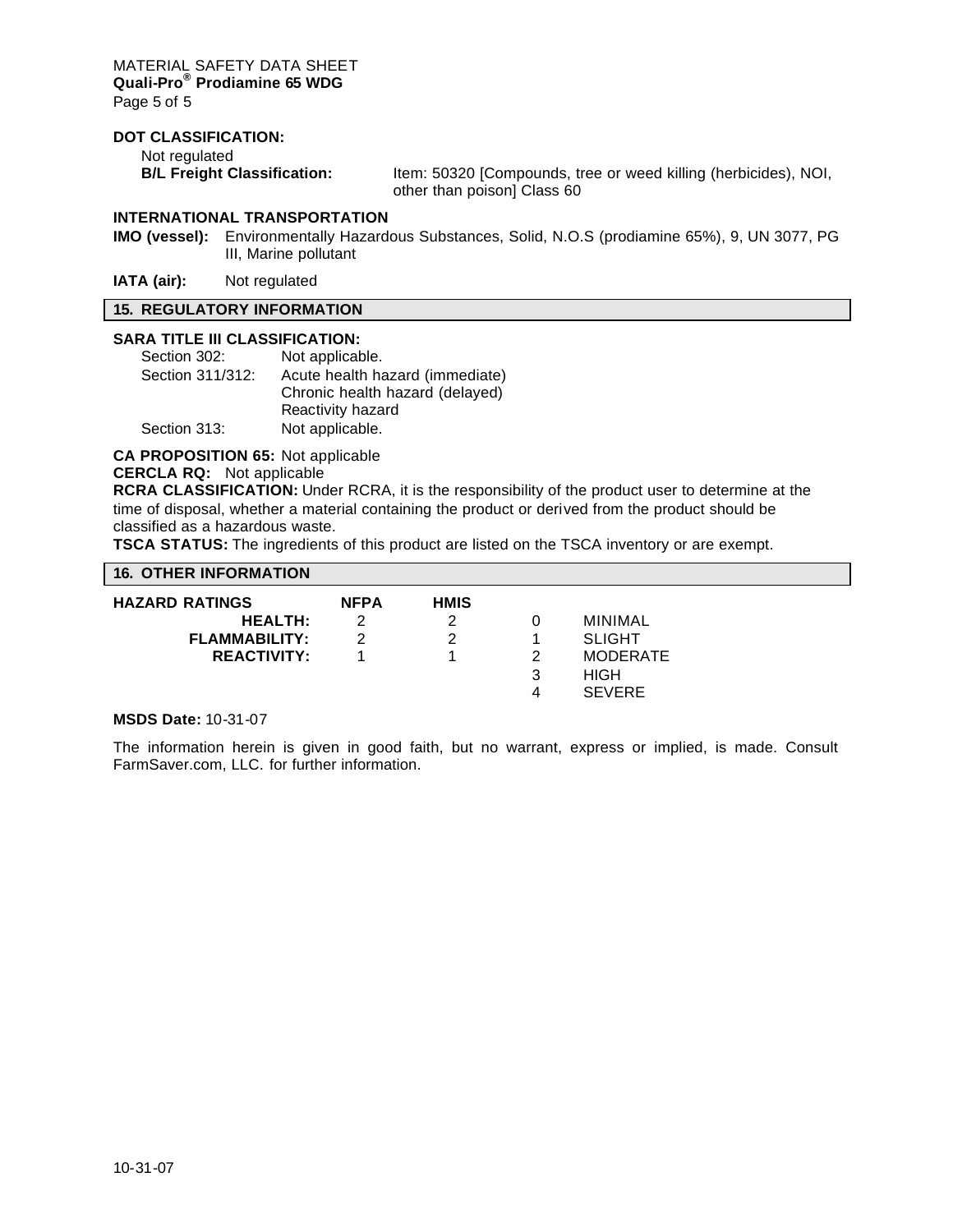**DOT CLASSIFICATION:**

Not regulated

**B/L Freight Classification:** Item: 50320 [Compounds, tree or weed killing (herbicides), NOI, other than poison] Class 60

**INTERNATIONAL TRANSPORTATION**

**IMO (vessel):** Environmentally Hazardous Substances, Solid, N.O.S (prodiamine 65%), 9, UN 3077, PG III, Marine pollutant

**IATA (air):** Not regulated

## 15. REGULATORY INFORMATION

**SARA TITLE III CLASSIFICATION:**

| | |
|---|---|
| Section 302: | Not applicable. |
| Section 311/312: | Acute health hazard (immediate)<br>Chronic health hazard (delayed)<br>Reactivity hazard |
| Section 313: | Not applicable. |

**CA PROPOSITION 65:** Not applicable

**CERCLA RQ:** Not applicable

**RCRA CLASSIFICATION:** Under RCRA, it is the responsibility of the product user to determine at the time of disposal, whether a material containing the product or derived from the product should be classified as a hazardous waste.

**TSCA STATUS:** The ingredients of this product are listed on the TSCA inventory or are exempt.

## 16. OTHER INFORMATION

| HAZARD RATINGS | NFPA | HMIS | | |
|---|---|---|---|---|
| HEALTH: | 2 | 2 | 0 | MINIMAL |
| FLAMMABILITY: | 2 | 2 | 1 | SLIGHT |
| REACTIVITY: | 1 | 1 | 2 | MODERATE |
| | | | 3 | HIGH |
| | | | 4 | SEVERE |

**MSDS Date:** 10-31-07

The information herein is given in good faith, but no warrant, express or implied, is made. Consult FarmSaver.com, LLC. for further information.